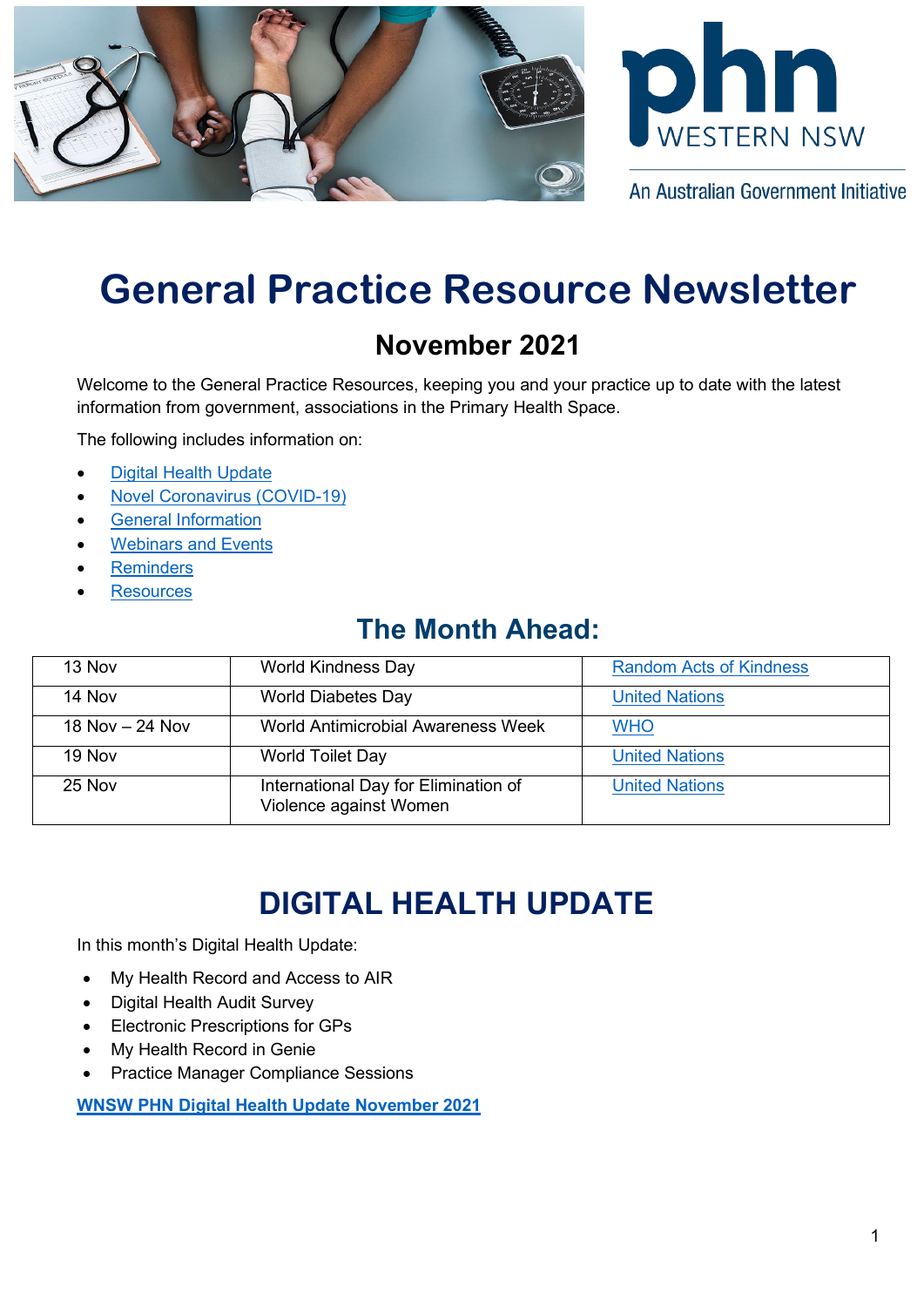# General Practice Resource Newsletter

## November 2021

Welcome to the General Practice Resources, keeping you and your practice up to date with the latest information from government, associations in the Primary Health Space.

The following includes information on:

- Digital Health Update
- Novel Coronavirus (COVID-19)
- General Information
- Webinars and Events
- Reminders
- Resources

## The Month Ahead:

| 13 Nov | World Kindness Day | Random Acts of Kindness |
|---|---|---|
| 14 Nov | World Diabetes Day | United Nations |
| 18 Nov – 24 Nov | World Antimicrobial Awareness Week | WHO |
| 19 Nov | World Toilet Day | United Nations |
| 25 Nov | International Day for Elimination of Violence against Women | United Nations |

# DIGITAL HEALTH UPDATE

In this month's Digital Health Update:

- My Health Record and Access to AIR
- Digital Health Audit Survey
- Electronic Prescriptions for GPs
- My Health Record in Genie
- Practice Manager Compliance Sessions

**WNSW PHN Digital Health Update November 2021**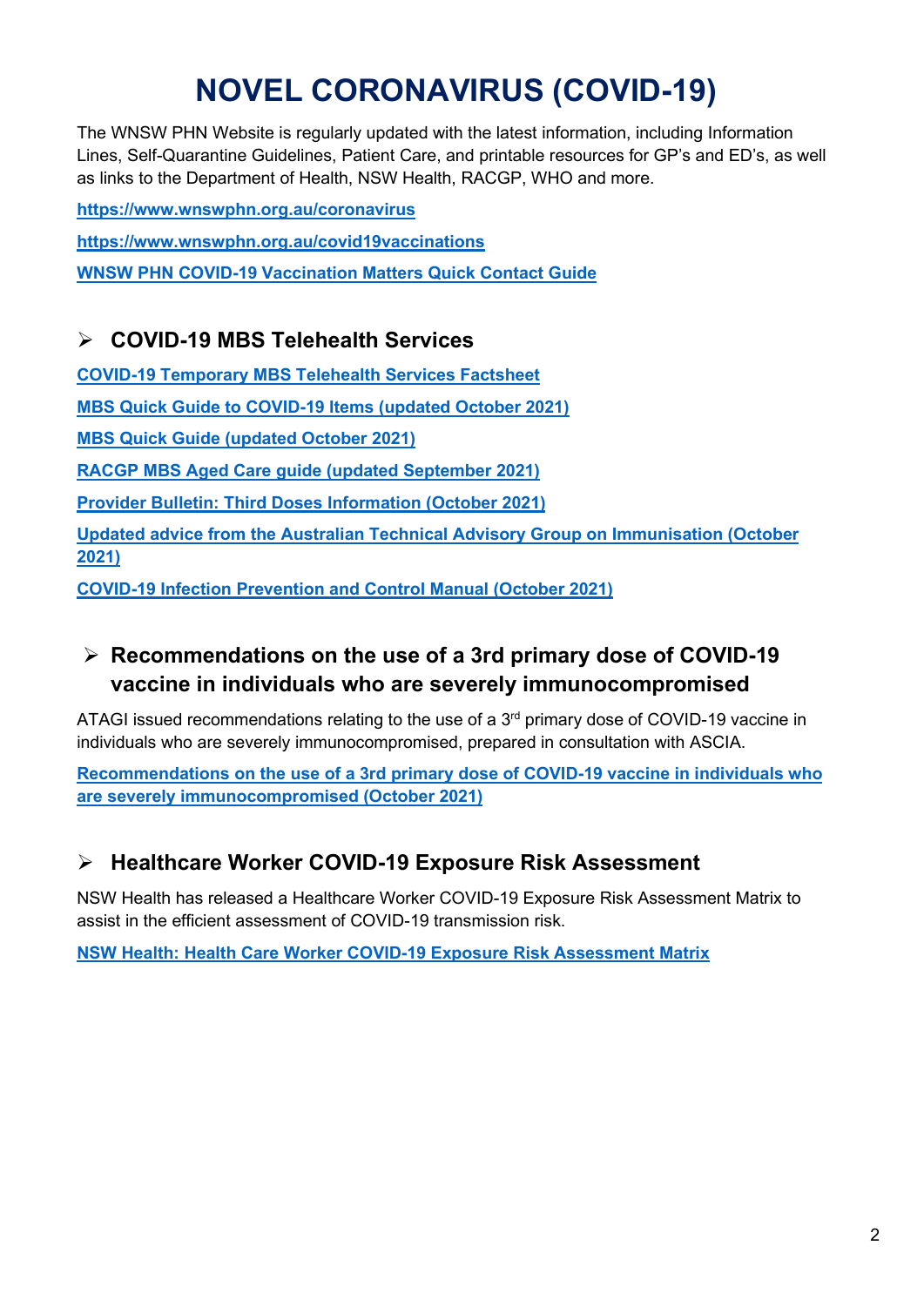# NOVEL CORONAVIRUS (COVID-19)

The WNSW PHN Website is regularly updated with the latest information, including Information Lines, Self-Quarantine Guidelines, Patient Care, and printable resources for GP's and ED's, as well as links to the Department of Health, NSW Health, RACGP, WHO and more.

**https://www.wnswphn.org.au/coronavirus**

**https://www.wnswphn.org.au/covid19vaccinations**

**WNSW PHN COVID-19 Vaccination Matters Quick Contact Guide**

## ➢ COVID-19 MBS Telehealth Services

**COVID-19 Temporary MBS Telehealth Services Factsheet**

**MBS Quick Guide to COVID-19 Items (updated October 2021)**

**MBS Quick Guide (updated October 2021)**

**RACGP MBS Aged Care guide (updated September 2021)**

**Provider Bulletin: Third Doses Information (October 2021)**

**Updated advice from the Australian Technical Advisory Group on Immunisation (October 2021)**

**COVID-19 Infection Prevention and Control Manual (October 2021)**

## ➢ Recommendations on the use of a 3rd primary dose of COVID-19 vaccine in individuals who are severely immunocompromised

ATAGI issued recommendations relating to the use of a 3rd primary dose of COVID-19 vaccine in individuals who are severely immunocompromised, prepared in consultation with ASCIA.

**Recommendations on the use of a 3rd primary dose of COVID-19 vaccine in individuals who are severely immunocompromised (October 2021)**

## ➢ Healthcare Worker COVID-19 Exposure Risk Assessment

NSW Health has released a Healthcare Worker COVID-19 Exposure Risk Assessment Matrix to assist in the efficient assessment of COVID-19 transmission risk.

**NSW Health: Health Care Worker COVID-19 Exposure Risk Assessment Matrix**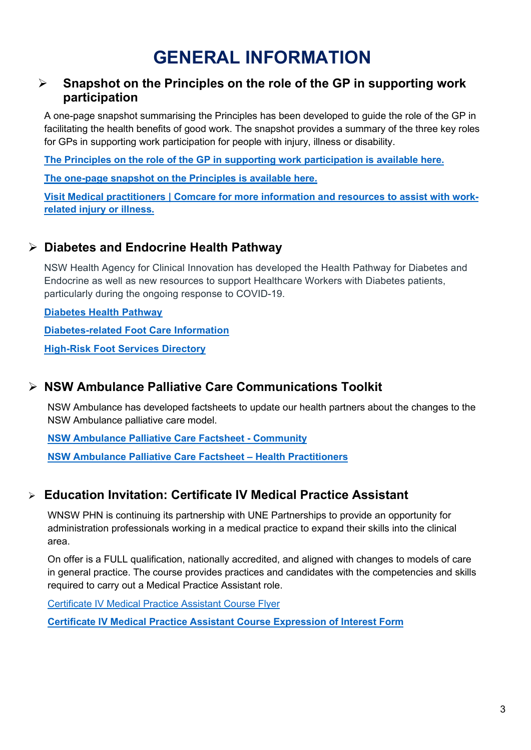# GENERAL INFORMATION

## Snapshot on the Principles on the role of the GP in supporting work participation

A one-page snapshot summarising the Principles has been developed to guide the role of the GP in facilitating the health benefits of good work. The snapshot provides a summary of the three key roles for GPs in supporting work participation for people with injury, illness or disability.

**The Principles on the role of the GP in supporting work participation is available here.**

**The one-page snapshot on the Principles is available here.**

**Visit Medical practitioners | Comcare for more information and resources to assist with work-related injury or illness.**

## Diabetes and Endocrine Health Pathway

NSW Health Agency for Clinical Innovation has developed the Health Pathway for Diabetes and Endocrine as well as new resources to support Healthcare Workers with Diabetes patients, particularly during the ongoing response to COVID-19.

**Diabetes Health Pathway**

**Diabetes-related Foot Care Information**

**High-Risk Foot Services Directory**

## NSW Ambulance Palliative Care Communications Toolkit

NSW Ambulance has developed factsheets to update our health partners about the changes to the NSW Ambulance palliative care model.

**NSW Ambulance Palliative Care Factsheet - Community**

**NSW Ambulance Palliative Care Factsheet – Health Practitioners**

## Education Invitation: Certificate IV Medical Practice Assistant

WNSW PHN is continuing its partnership with UNE Partnerships to provide an opportunity for administration professionals working in a medical practice to expand their skills into the clinical area.

On offer is a FULL qualification, nationally accredited, and aligned with changes to models of care in general practice. The course provides practices and candidates with the competencies and skills required to carry out a Medical Practice Assistant role.

Certificate IV Medical Practice Assistant Course Flyer

**Certificate IV Medical Practice Assistant Course Expression of Interest Form**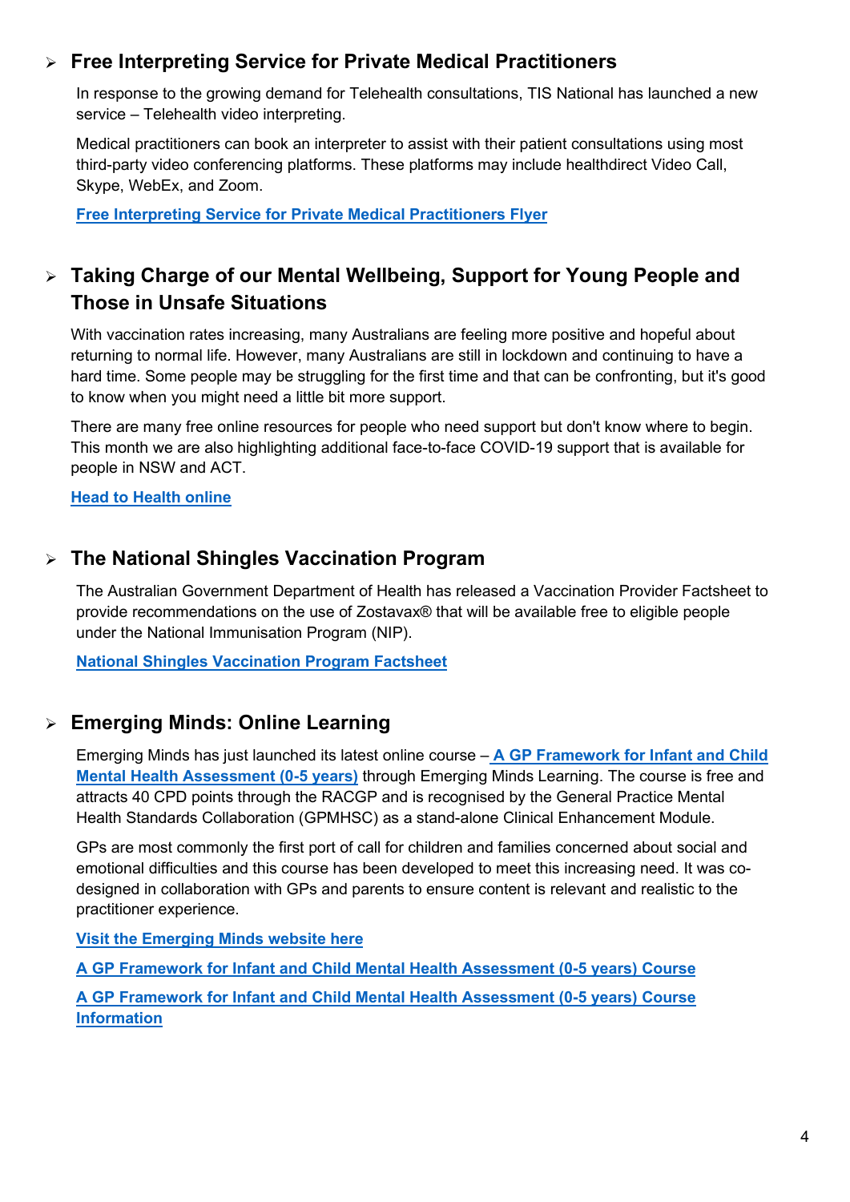## Free Interpreting Service for Private Medical Practitioners

In response to the growing demand for Telehealth consultations, TIS National has launched a new service – Telehealth video interpreting.

Medical practitioners can book an interpreter to assist with their patient consultations using most third-party video conferencing platforms. These platforms may include healthdirect Video Call, Skype, WebEx, and Zoom.

**Free Interpreting Service for Private Medical Practitioners Flyer**

## Taking Charge of our Mental Wellbeing, Support for Young People and Those in Unsafe Situations

With vaccination rates increasing, many Australians are feeling more positive and hopeful about returning to normal life. However, many Australians are still in lockdown and continuing to have a hard time. Some people may be struggling for the first time and that can be confronting, but it's good to know when you might need a little bit more support.

There are many free online resources for people who need support but don't know where to begin. This month we are also highlighting additional face-to-face COVID-19 support that is available for people in NSW and ACT.

**Head to Health online**

## The National Shingles Vaccination Program

The Australian Government Department of Health has released a Vaccination Provider Factsheet to provide recommendations on the use of Zostavax® that will be available free to eligible people under the National Immunisation Program (NIP).

**National Shingles Vaccination Program Factsheet**

## Emerging Minds: Online Learning

Emerging Minds has just launched its latest online course – **A GP Framework for Infant and Child Mental Health Assessment (0-5 years)** through Emerging Minds Learning. The course is free and attracts 40 CPD points through the RACGP and is recognised by the General Practice Mental Health Standards Collaboration (GPMHSC) as a stand-alone Clinical Enhancement Module.

GPs are most commonly the first port of call for children and families concerned about social and emotional difficulties and this course has been developed to meet this increasing need. It was co-designed in collaboration with GPs and parents to ensure content is relevant and realistic to the practitioner experience.

**Visit the Emerging Minds website here**

**A GP Framework for Infant and Child Mental Health Assessment (0-5 years) Course**

**A GP Framework for Infant and Child Mental Health Assessment (0-5 years) Course Information**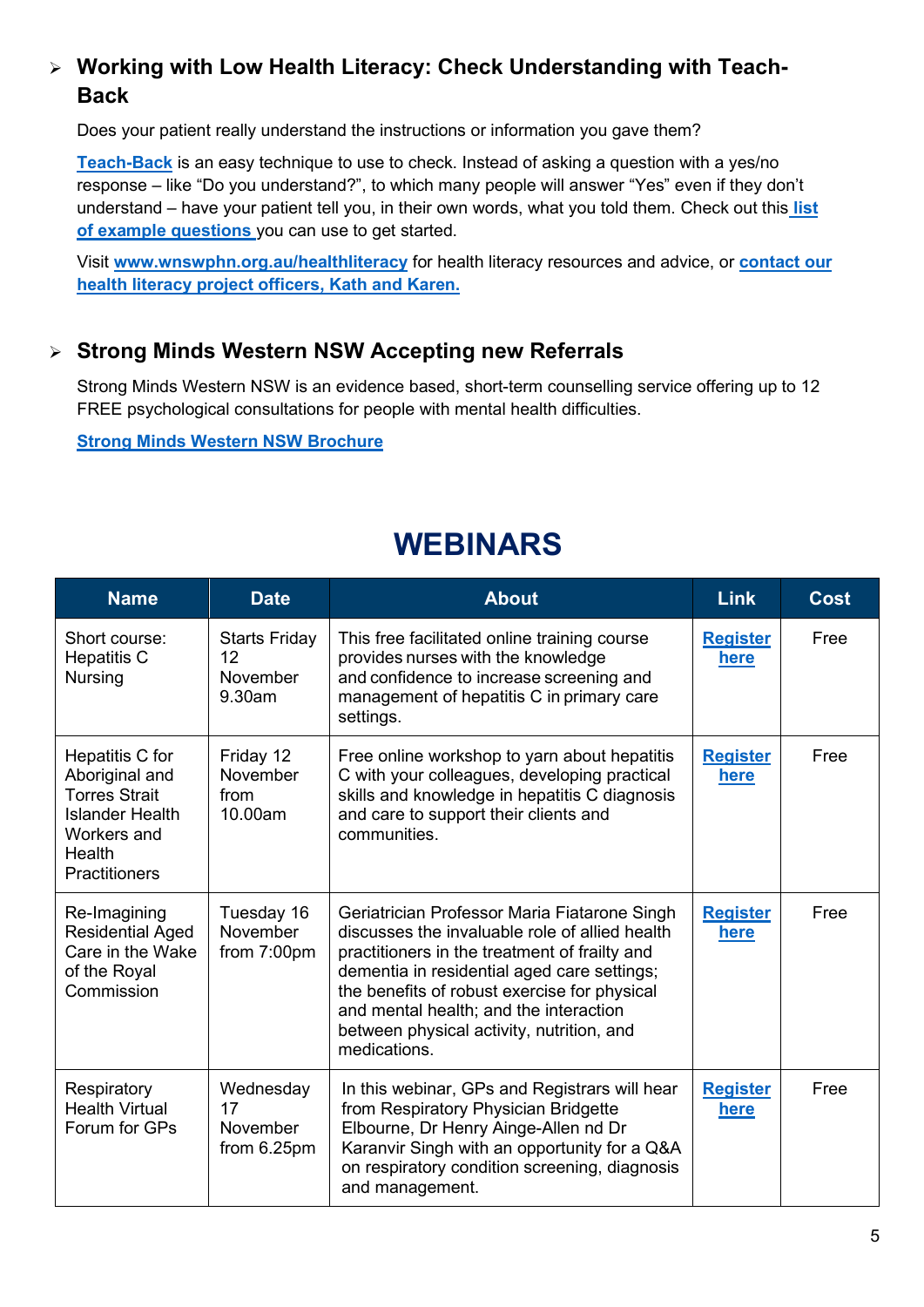- **Working with Low Health Literacy: Check Understanding with Teach-Back**

  Does your patient really understand the instructions or information you gave them?

  **Teach-Back** is an easy technique to use to check. Instead of asking a question with a yes/no response – like "Do you understand?", to which many people will answer "Yes" even if they don't understand – have your patient tell you, in their own words, what you told them. Check out this **list of example questions** you can use to get started.

  Visit **www.wnswphn.org.au/healthliteracy** for health literacy resources and advice, or **contact our health literacy project officers, Kath and Karen.**

- **Strong Minds Western NSW Accepting new Referrals**

  Strong Minds Western NSW is an evidence based, short-term counselling service offering up to 12 FREE psychological consultations for people with mental health difficulties.

  **Strong Minds Western NSW Brochure**

# WEBINARS

| Name | Date | About | Link | Cost |
|---|---|---|---|---|
| Short course: Hepatitis C Nursing | Starts Friday 12 November 9.30am | This free facilitated online training course provides nurses with the knowledge and confidence to increase screening and management of hepatitis C in primary care settings. | **Register here** | Free |
| Hepatitis C for Aboriginal and Torres Strait Islander Health Workers and Health Practitioners | Friday 12 November from 10.00am | Free online workshop to yarn about hepatitis C with your colleagues, developing practical skills and knowledge in hepatitis C diagnosis and care to support their clients and communities. | **Register here** | Free |
| Re-Imagining Residential Aged Care in the Wake of the Royal Commission | Tuesday 16 November from 7:00pm | Geriatrician Professor Maria Fiatarone Singh discusses the invaluable role of allied health practitioners in the treatment of frailty and dementia in residential aged care settings; the benefits of robust exercise for physical and mental health; and the interaction between physical activity, nutrition, and medications. | **Register here** | Free |
| Respiratory Health Virtual Forum for GPs | Wednesday 17 November from 6.25pm | In this webinar, GPs and Registrars will hear from Respiratory Physician Bridgette Elbourne, Dr Henry Ainge-Allen nd Dr Karanvir Singh with an opportunity for a Q&A on respiratory condition screening, diagnosis and management. | **Register here** | Free |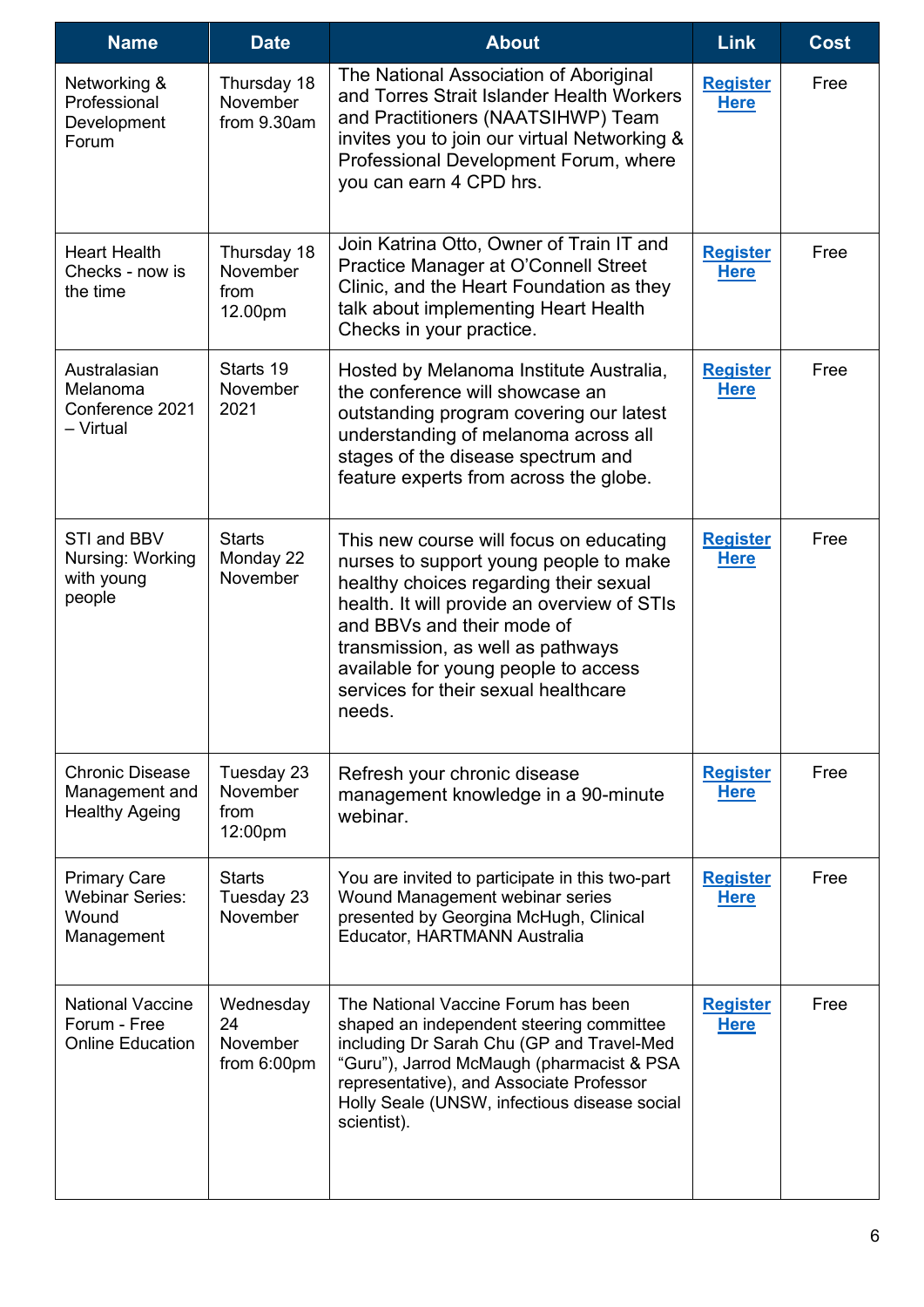| Name | Date | About | Link | Cost |
|---|---|---|---|---|
| Networking & Professional Development Forum | Thursday 18 November from 9.30am | The National Association of Aboriginal and Torres Strait Islander Health Workers and Practitioners (NAATSIHWP) Team invites you to join our virtual Networking & Professional Development Forum, where you can earn 4 CPD hrs. | Register Here | Free |
| Heart Health Checks - now is the time | Thursday 18 November from 12.00pm | Join Katrina Otto, Owner of Train IT and Practice Manager at O'Connell Street Clinic, and the Heart Foundation as they talk about implementing Heart Health Checks in your practice. | Register Here | Free |
| Australasian Melanoma Conference 2021 – Virtual | Starts 19 November 2021 | Hosted by Melanoma Institute Australia, the conference will showcase an outstanding program covering our latest understanding of melanoma across all stages of the disease spectrum and feature experts from across the globe. | Register Here | Free |
| STI and BBV Nursing: Working with young people | Starts Monday 22 November | This new course will focus on educating nurses to support young people to make healthy choices regarding their sexual health. It will provide an overview of STIs and BBVs and their mode of transmission, as well as pathways available for young people to access services for their sexual healthcare needs. | Register Here | Free |
| Chronic Disease Management and Healthy Ageing | Tuesday 23 November from 12:00pm | Refresh your chronic disease management knowledge in a 90-minute webinar. | Register Here | Free |
| Primary Care Webinar Series: Wound Management | Starts Tuesday 23 November | You are invited to participate in this two-part Wound Management webinar series presented by Georgina McHugh, Clinical Educator, HARTMANN Australia | Register Here | Free |
| National Vaccine Forum - Free Online Education | Wednesday 24 November from 6:00pm | The National Vaccine Forum has been shaped an independent steering committee including Dr Sarah Chu (GP and Travel-Med "Guru"), Jarrod McMaugh (pharmacist & PSA representative), and Associate Professor Holly Seale (UNSW, infectious disease social scientist). | Register Here | Free |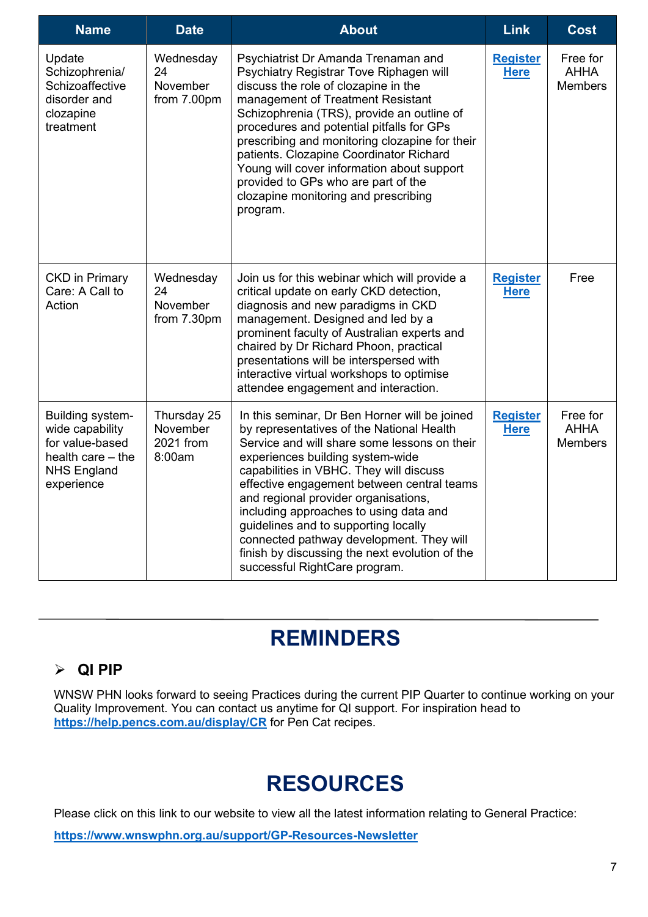| Name | Date | About | Link | Cost |
| --- | --- | --- | --- | --- |
| Update Schizophrenia/ Schizoaffective disorder and clozapine treatment | Wednesday 24 November from 7.00pm | Psychiatrist Dr Amanda Trenaman and Psychiatry Registrar Tove Riphagen will discuss the role of clozapine in the management of Treatment Resistant Schizophrenia (TRS), provide an outline of procedures and potential pitfalls for GPs prescribing and monitoring clozapine for their patients. Clozapine Coordinator Richard Young will cover information about support provided to GPs who are part of the clozapine monitoring and prescribing program. | **Register Here** | Free for AHHA Members |
| CKD in Primary Care: A Call to Action | Wednesday 24 November from 7.30pm | Join us for this webinar which will provide a critical update on early CKD detection, diagnosis and new paradigms in CKD management. Designed and led by a prominent faculty of Australian experts and chaired by Dr Richard Phoon, practical presentations will be interspersed with interactive virtual workshops to optimise attendee engagement and interaction. | **Register Here** | Free |
| Building system-wide capability for value-based health care – the NHS England experience | Thursday 25 November 2021 from 8:00am | In this seminar, Dr Ben Horner will be joined by representatives of the National Health Service and will share some lessons on their experiences building system-wide capabilities in VBHC. They will discuss effective engagement between central teams and regional provider organisations, including approaches to using data and guidelines and to supporting locally connected pathway development. They will finish by discussing the next evolution of the successful RightCare program. | **Register Here** | Free for AHHA Members |

# REMINDERS

- **QI PIP**

WNSW PHN looks forward to seeing Practices during the current PIP Quarter to continue working on your Quality Improvement. You can contact us anytime for QI support. For inspiration head to **https://help.pencs.com.au/display/CR** for Pen Cat recipes.

# RESOURCES

Please click on this link to our website to view all the latest information relating to General Practice:

**https://www.wnswphn.org.au/support/GP-Resources-Newsletter**